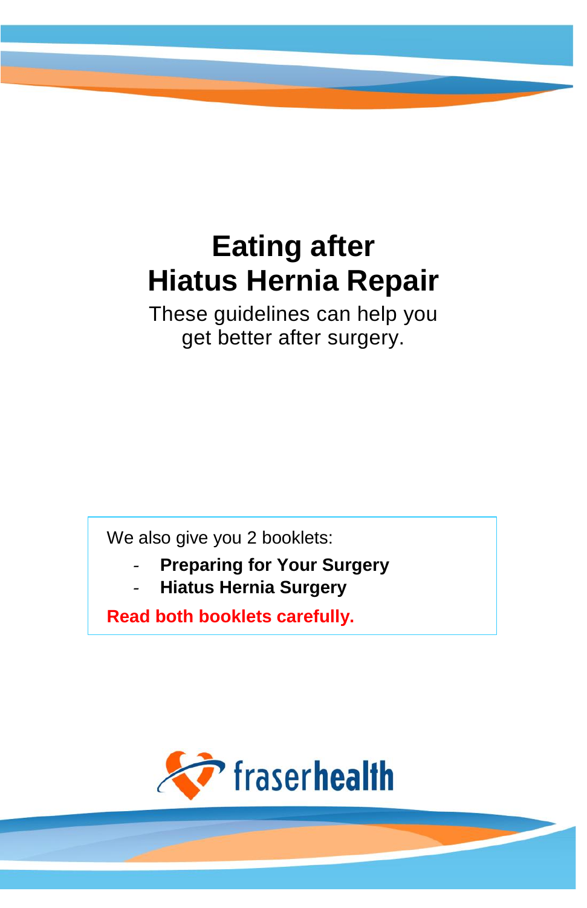# Eating after Hiatus Hernia Repair

These guidelines can help you get better after surgery.

We also give you 2 booklets:

- **Preparing for Your Surgery**
- **Hiatus Hernia Surgery**

**Read both booklets carefully.**

fraserhealth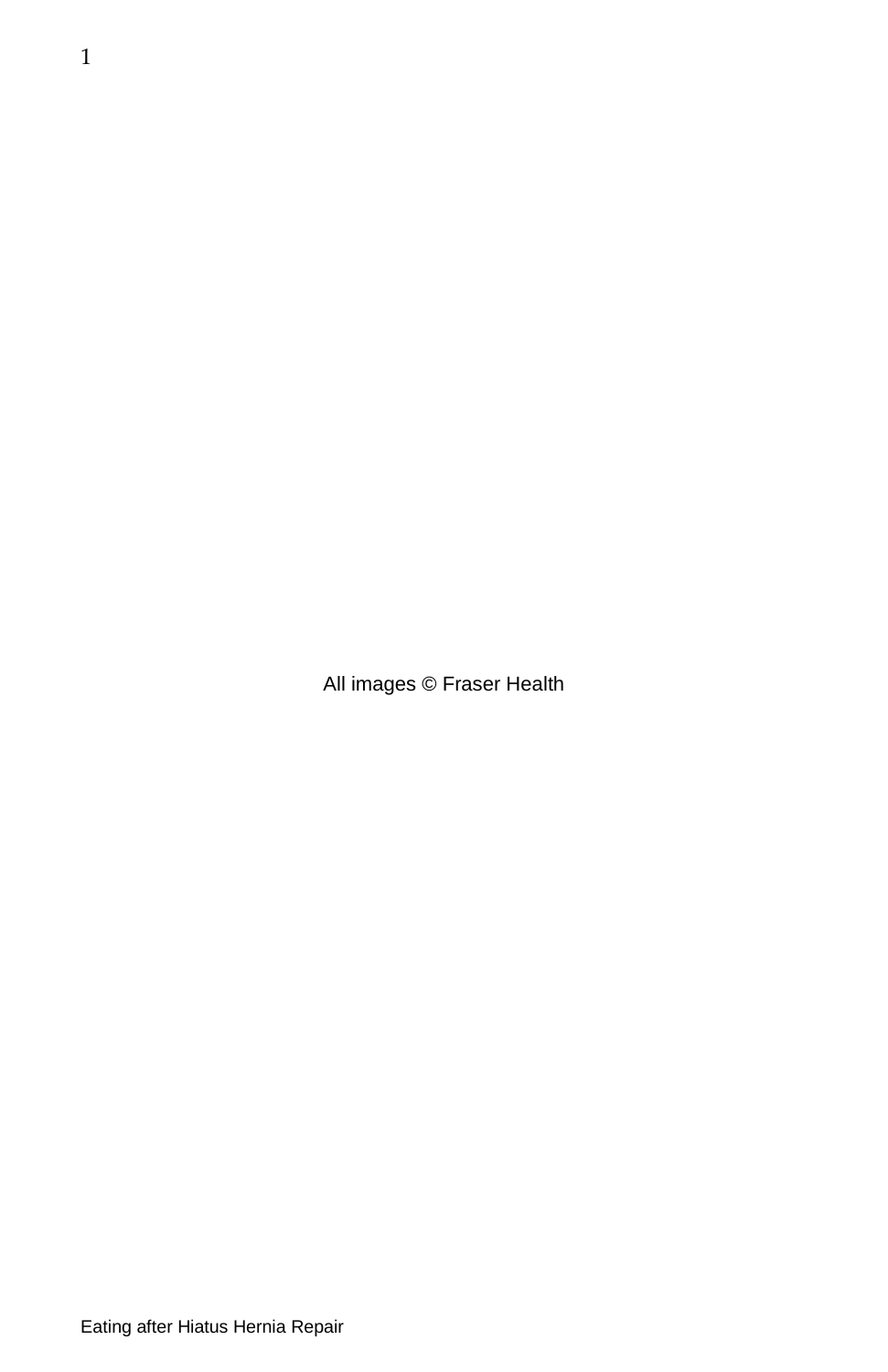All images © Fraser Health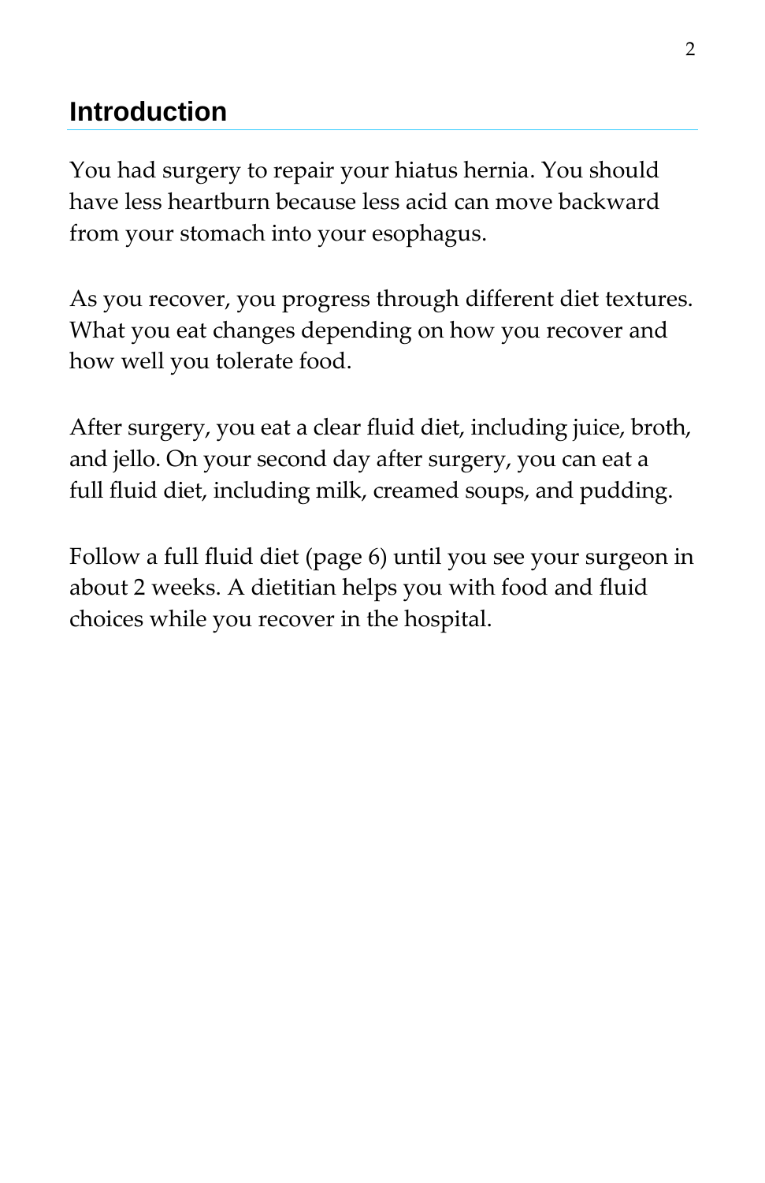## Introduction

You had surgery to repair your hiatus hernia. You should have less heartburn because less acid can move backward from your stomach into your esophagus.

As you recover, you progress through different diet textures. What you eat changes depending on how you recover and how well you tolerate food.

After surgery, you eat a clear fluid diet, including juice, broth, and jello. On your second day after surgery, you can eat a full fluid diet, including milk, creamed soups, and pudding.

Follow a full fluid diet (page 6) until you see your surgeon in about 2 weeks. A dietitian helps you with food and fluid choices while you recover in the hospital.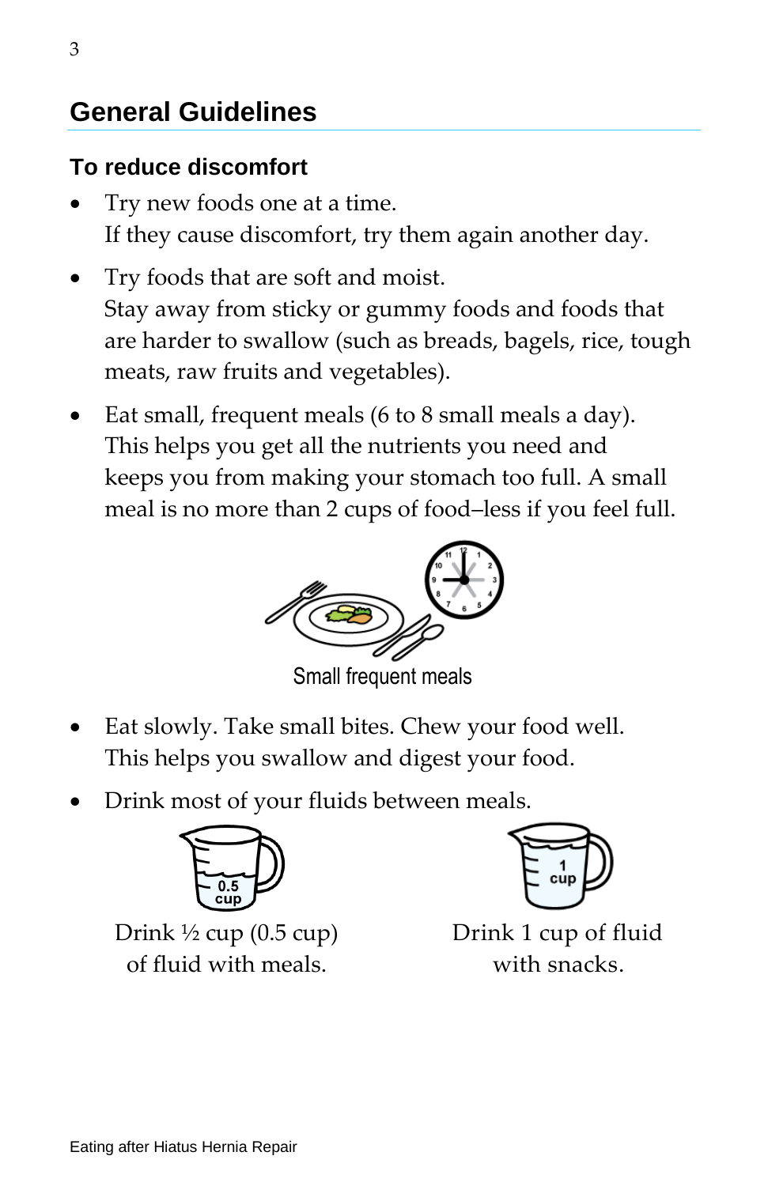## General Guidelines

### To reduce discomfort

- Try new foods one at a time.
  If they cause discomfort, try them again another day.
- Try foods that are soft and moist.
  Stay away from sticky or gummy foods and foods that are harder to swallow (such as breads, bagels, rice, tough meats, raw fruits and vegetables).
- Eat small, frequent meals (6 to 8 small meals a day).
  This helps you get all the nutrients you need and keeps you from making your stomach too full. A small meal is no more than 2 cups of food–less if you feel full.

Small frequent meals

- Eat slowly. Take small bites. Chew your food well.
  This helps you swallow and digest your food.
- Drink most of your fluids between meals.

Drink ½ cup (0.5 cup) of fluid with meals.

Drink 1 cup of fluid with snacks.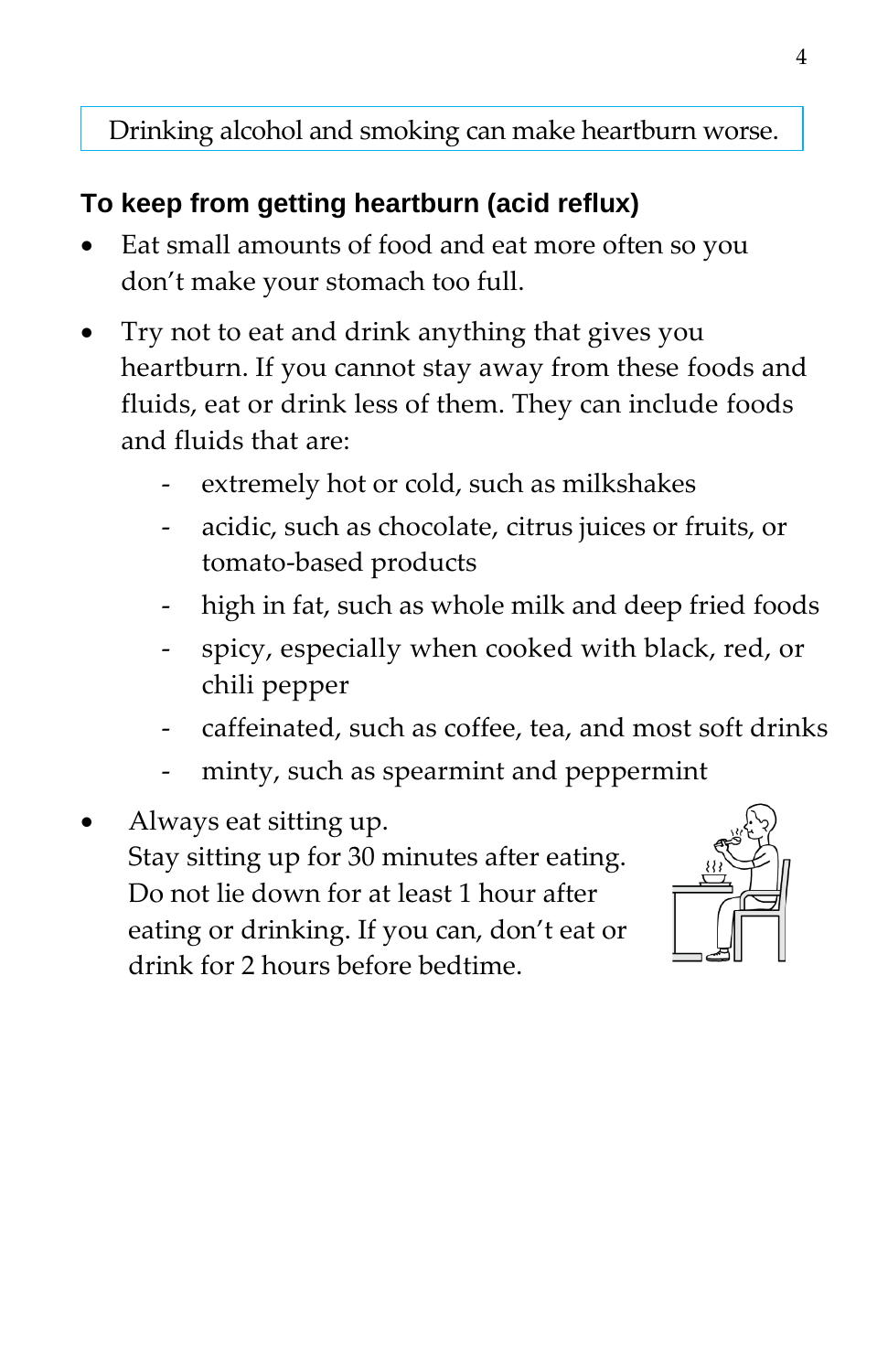Drinking alcohol and smoking can make heartburn worse.

## To keep from getting heartburn (acid reflux)

- Eat small amounts of food and eat more often so you don't make your stomach too full.
- Try not to eat and drink anything that gives you heartburn. If you cannot stay away from these foods and fluids, eat or drink less of them. They can include foods and fluids that are:
  - extremely hot or cold, such as milkshakes
  - acidic, such as chocolate, citrus juices or fruits, or tomato-based products
  - high in fat, such as whole milk and deep fried foods
  - spicy, especially when cooked with black, red, or chili pepper
  - caffeinated, such as coffee, tea, and most soft drinks
  - minty, such as spearmint and peppermint
- Always eat sitting up.
  Stay sitting up for 30 minutes after eating. Do not lie down for at least 1 hour after eating or drinking. If you can, don't eat or drink for 2 hours before bedtime.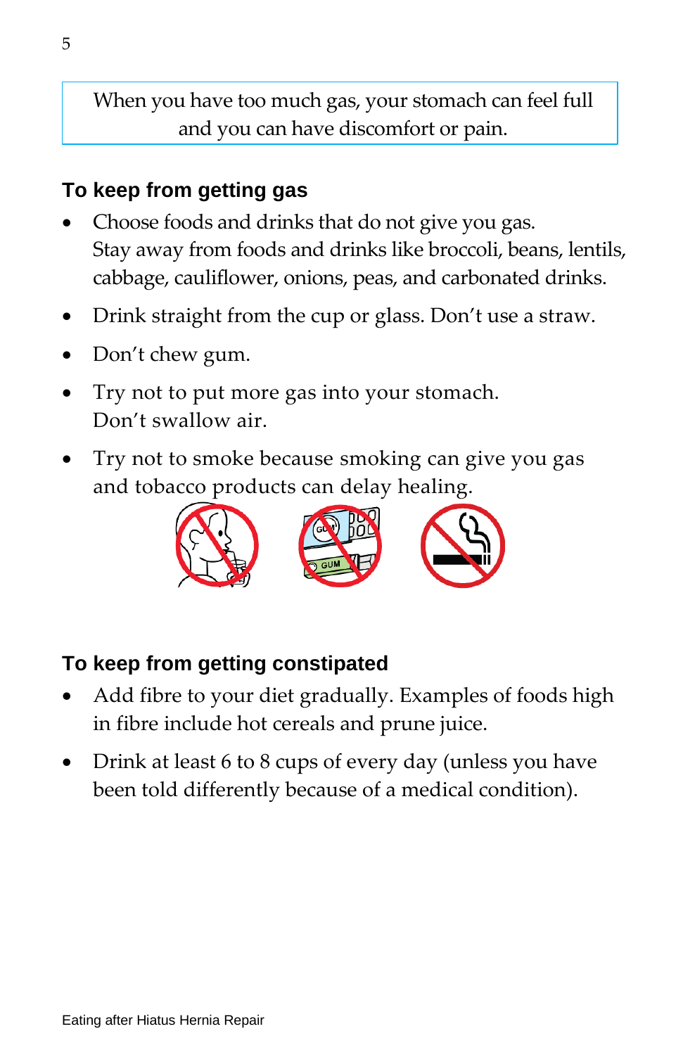When you have too much gas, your stomach can feel full and you can have discomfort or pain.

### To keep from getting gas

- Choose foods and drinks that do not give you gas. Stay away from foods and drinks like broccoli, beans, lentils, cabbage, cauliflower, onions, peas, and carbonated drinks.
- Drink straight from the cup or glass. Don't use a straw.
- Don't chew gum.
- Try not to put more gas into your stomach. Don't swallow air.
- Try not to smoke because smoking can give you gas and tobacco products can delay healing.

### To keep from getting constipated

- Add fibre to your diet gradually. Examples of foods high in fibre include hot cereals and prune juice.
- Drink at least 6 to 8 cups of every day (unless you have been told differently because of a medical condition).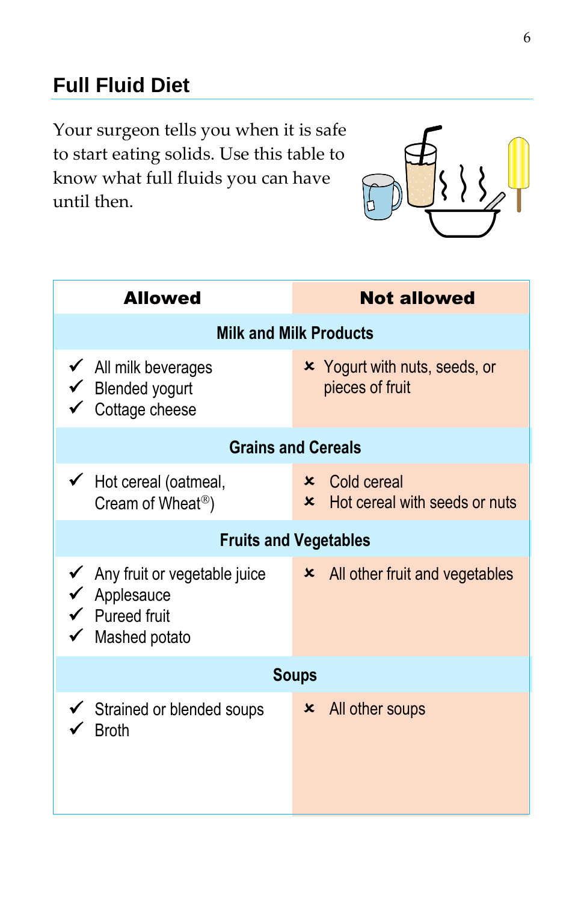## Full Fluid Diet

Your surgeon tells you when it is safe to start eating solids. Use this table to know what full fluids you can have until then.

| Allowed | Not allowed |
|---|---|
| **Milk and Milk Products** | |
| ✓ All milk beverages<br>✓ Blended yogurt<br>✓ Cottage cheese | ✗ Yogurt with nuts, seeds, or pieces of fruit |
| **Grains and Cereals** | |
| ✓ Hot cereal (oatmeal, Cream of Wheat®) | ✗ Cold cereal<br>✗ Hot cereal with seeds or nuts |
| **Fruits and Vegetables** | |
| ✓ Any fruit or vegetable juice<br>✓ Applesauce<br>✓ Pureed fruit<br>✓ Mashed potato | ✗ All other fruit and vegetables |
| **Soups** | |
| ✓ Strained or blended soups<br>✓ Broth | ✗ All other soups |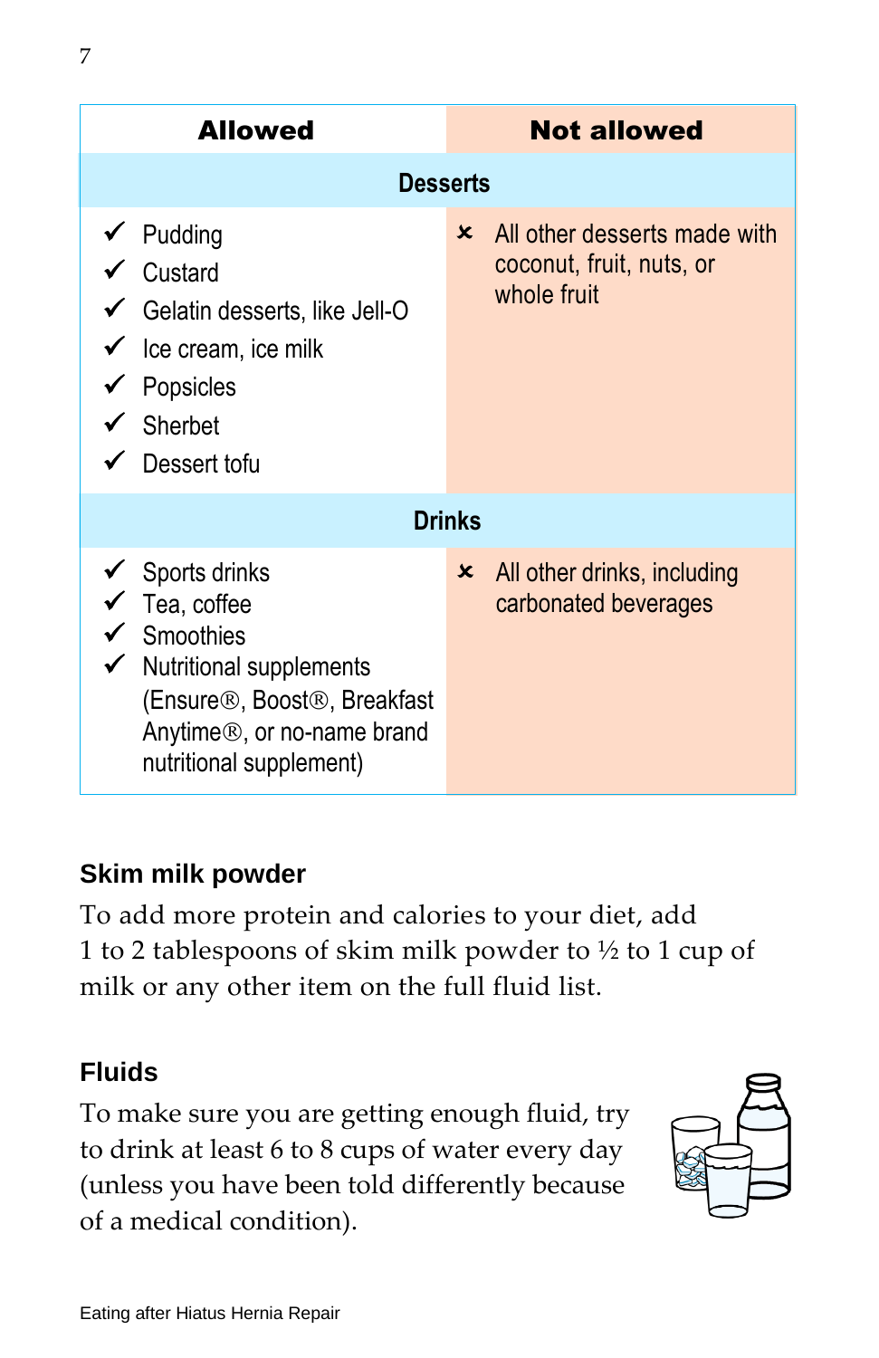| Allowed | Not allowed |
|---|---|
| **Desserts** | |
| ✓ Pudding<br>✓ Custard<br>✓ Gelatin desserts, like Jell-O<br>✓ Ice cream, ice milk<br>✓ Popsicles<br>✓ Sherbet<br>✓ Dessert tofu | ✗ All other desserts made with coconut, fruit, nuts, or whole fruit |
| **Drinks** | |
| ✓ Sports drinks<br>✓ Tea, coffee<br>✓ Smoothies<br>✓ Nutritional supplements (Ensure®, Boost®, Breakfast Anytime®, or no-name brand nutritional supplement) | ✗ All other drinks, including carbonated beverages |

## Skim milk powder

To add more protein and calories to your diet, add 1 to 2 tablespoons of skim milk powder to ½ to 1 cup of milk or any other item on the full fluid list.

## Fluids

To make sure you are getting enough fluid, try to drink at least 6 to 8 cups of water every day (unless you have been told differently because of a medical condition).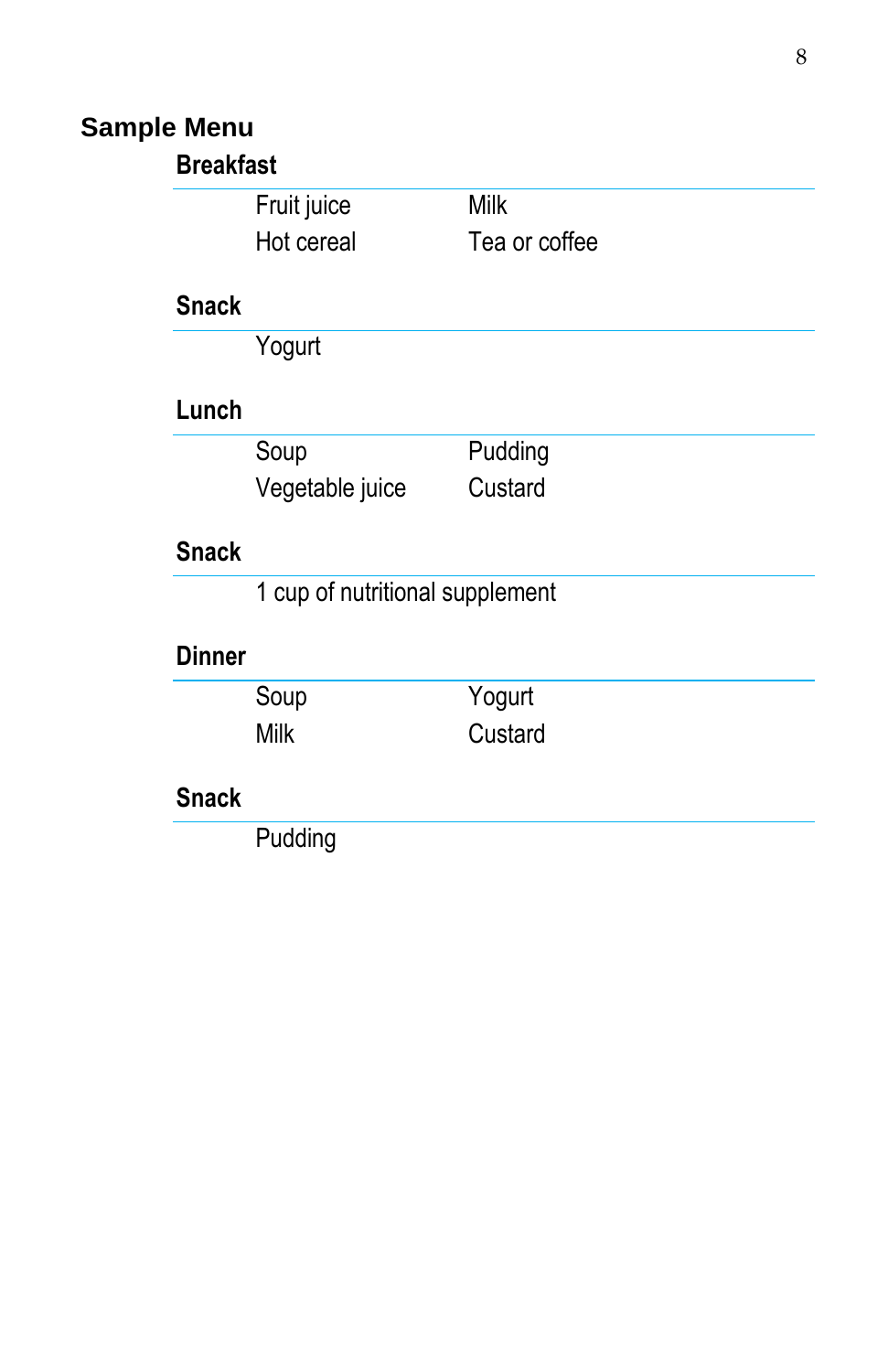## Sample Menu

### Breakfast

| | |
|---|---|
| Fruit juice | Milk |
| Hot cereal | Tea or coffee |

### Snack

Yogurt

### Lunch

| | |
|---|---|
| Soup | Pudding |
| Vegetable juice | Custard |

### Snack

1 cup of nutritional supplement

### Dinner

| | |
|---|---|
| Soup | Yogurt |
| Milk | Custard |

### Snack

Pudding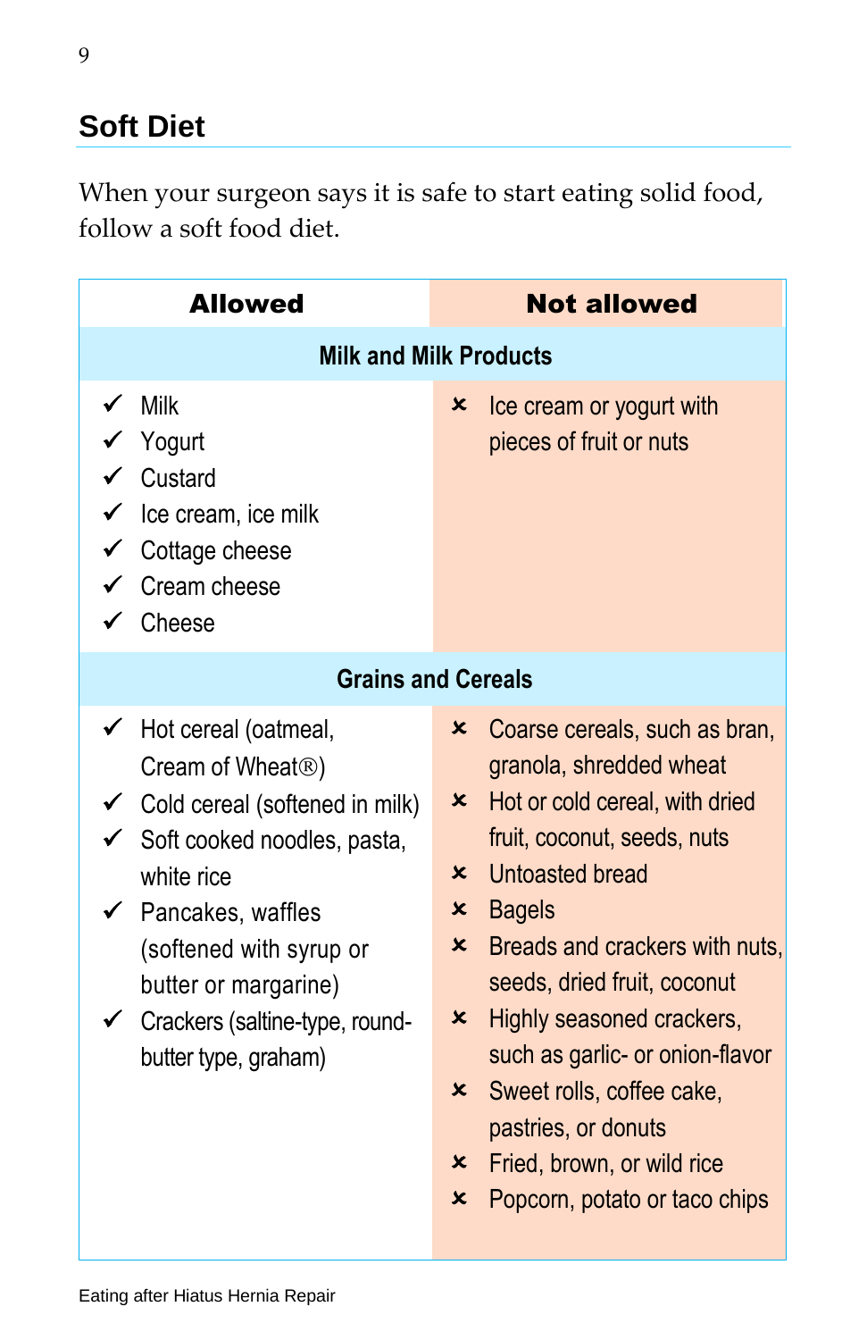## Soft Diet

When your surgeon says it is safe to start eating solid food, follow a soft food diet.

| Allowed | Not allowed |
|---|---|
| **Milk and Milk Products** | |
| ✓ Milk<br>✓ Yogurt<br>✓ Custard<br>✓ Ice cream, ice milk<br>✓ Cottage cheese<br>✓ Cream cheese<br>✓ Cheese | × Ice cream or yogurt with pieces of fruit or nuts |
| **Grains and Cereals** | |
| ✓ Hot cereal (oatmeal, Cream of Wheat®)<br>✓ Cold cereal (softened in milk)<br>✓ Soft cooked noodles, pasta, white rice<br>✓ Pancakes, waffles (softened with syrup or butter or margarine)<br>✓ Crackers (saltine-type, round-butter type, graham) | × Coarse cereals, such as bran, granola, shredded wheat<br>× Hot or cold cereal, with dried fruit, coconut, seeds, nuts<br>× Untoasted bread<br>× Bagels<br>× Breads and crackers with nuts, seeds, dried fruit, coconut<br>× Highly seasoned crackers, such as garlic- or onion-flavor<br>× Sweet rolls, coffee cake, pastries, or donuts<br>× Fried, brown, or wild rice<br>× Popcorn, potato or taco chips |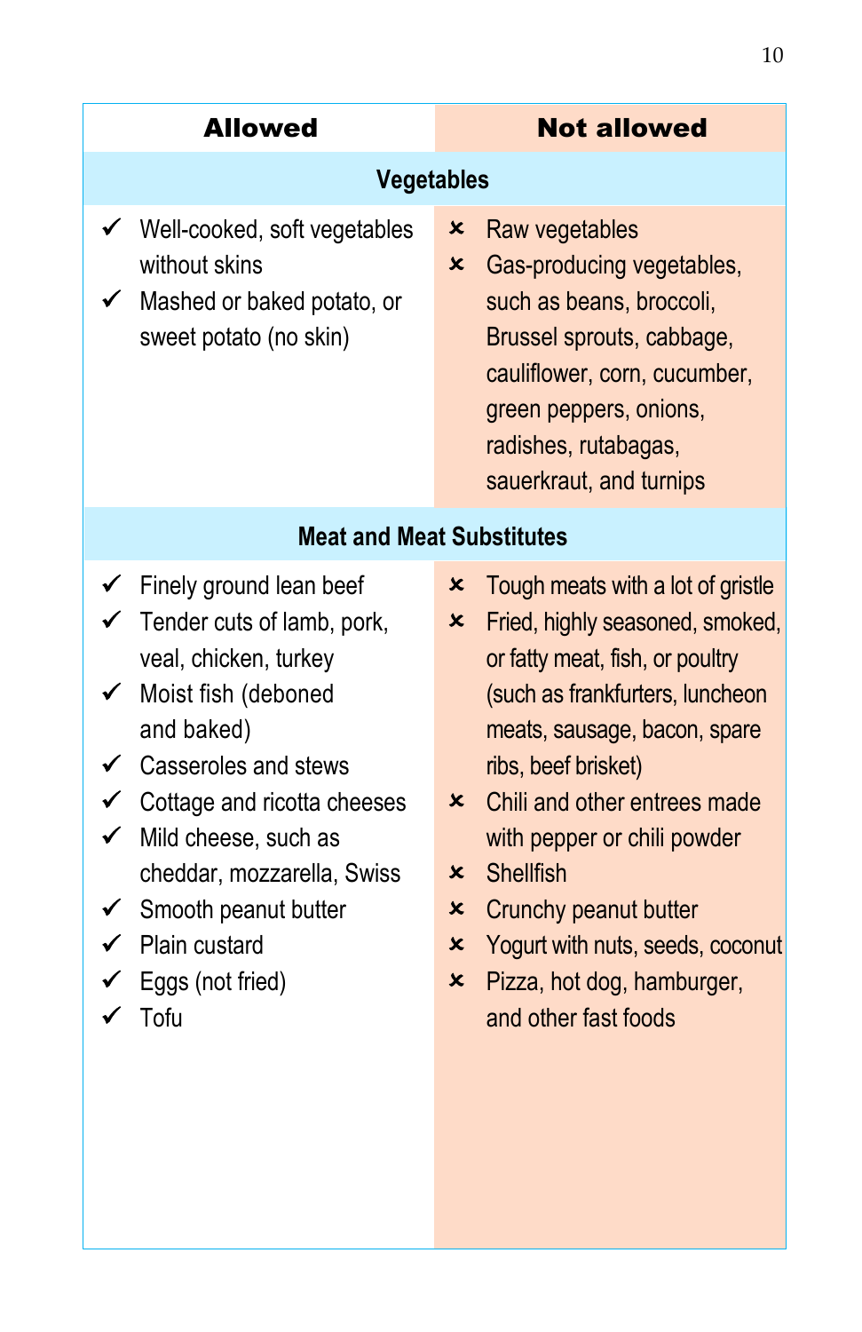| Allowed | Not allowed |
|---|---|
| **Vegetables** | |
| ✓ Well-cooked, soft vegetables without skins<br>✓ Mashed or baked potato, or sweet potato (no skin) | × Raw vegetables<br>× Gas-producing vegetables, such as beans, broccoli, Brussel sprouts, cabbage, cauliflower, corn, cucumber, green peppers, onions, radishes, rutabagas, sauerkraut, and turnips |
| **Meat and Meat Substitutes** | |
| ✓ Finely ground lean beef<br>✓ Tender cuts of lamb, pork, veal, chicken, turkey<br>✓ Moist fish (deboned and baked)<br>✓ Casseroles and stews<br>✓ Cottage and ricotta cheeses<br>✓ Mild cheese, such as cheddar, mozzarella, Swiss<br>✓ Smooth peanut butter<br>✓ Plain custard<br>✓ Eggs (not fried)<br>✓ Tofu | × Tough meats with a lot of gristle<br>× Fried, highly seasoned, smoked, or fatty meat, fish, or poultry (such as frankfurters, luncheon meats, sausage, bacon, spare ribs, beef brisket)<br>× Chili and other entrees made with pepper or chili powder<br>× Shellfish<br>× Crunchy peanut butter<br>× Yogurt with nuts, seeds, coconut<br>× Pizza, hot dog, hamburger, and other fast foods |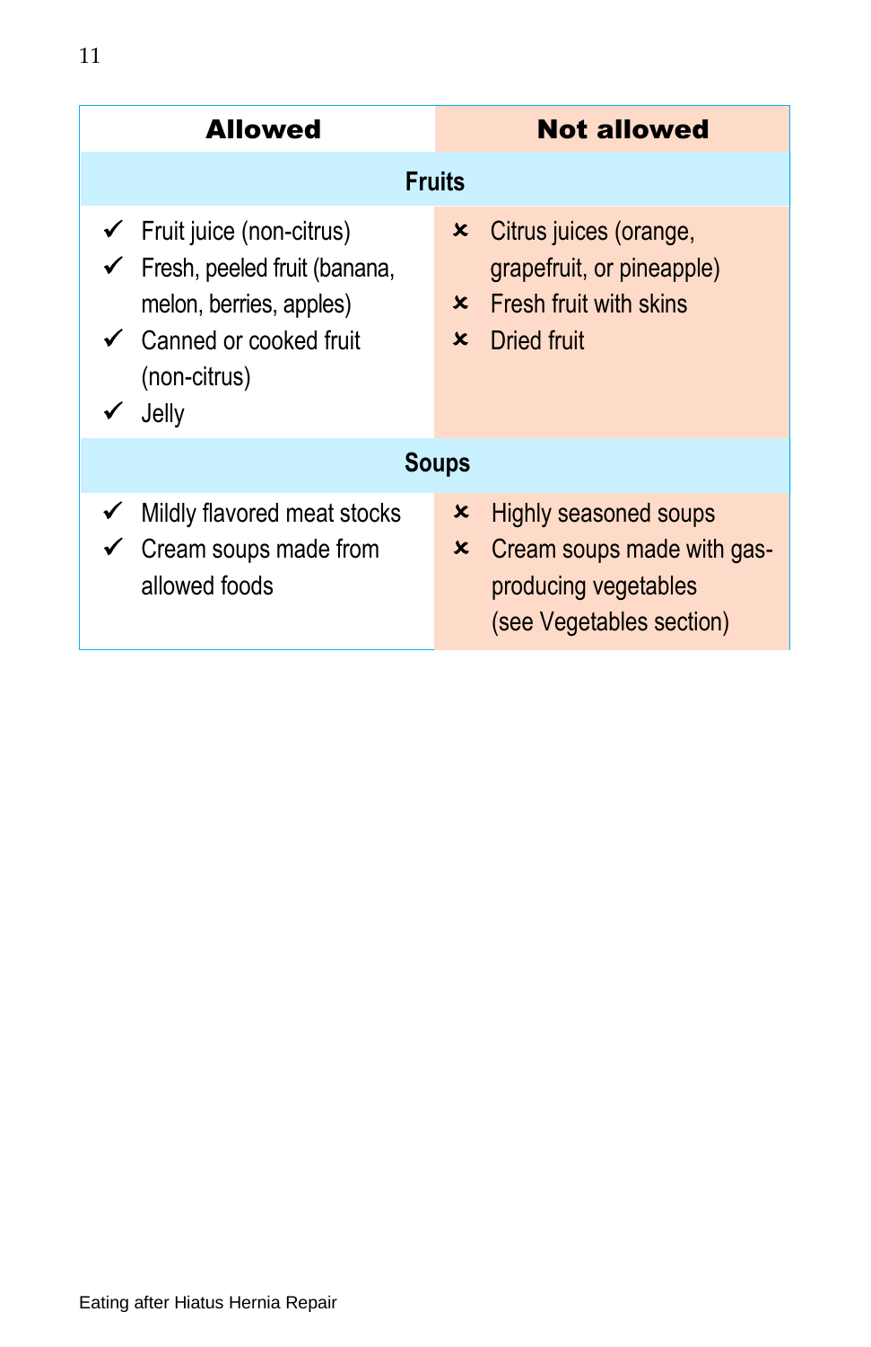| Allowed | Not allowed |
|---|---|
| **Fruits** | |
| ✓ Fruit juice (non-citrus)<br>✓ Fresh, peeled fruit (banana, melon, berries, apples)<br>✓ Canned or cooked fruit (non-citrus)<br>✓ Jelly | ✗ Citrus juices (orange, grapefruit, or pineapple)<br>✗ Fresh fruit with skins<br>✗ Dried fruit |
| **Soups** | |
| ✓ Mildly flavored meat stocks<br>✓ Cream soups made from allowed foods | ✗ Highly seasoned soups<br>✗ Cream soups made with gas-producing vegetables (see Vegetables section) |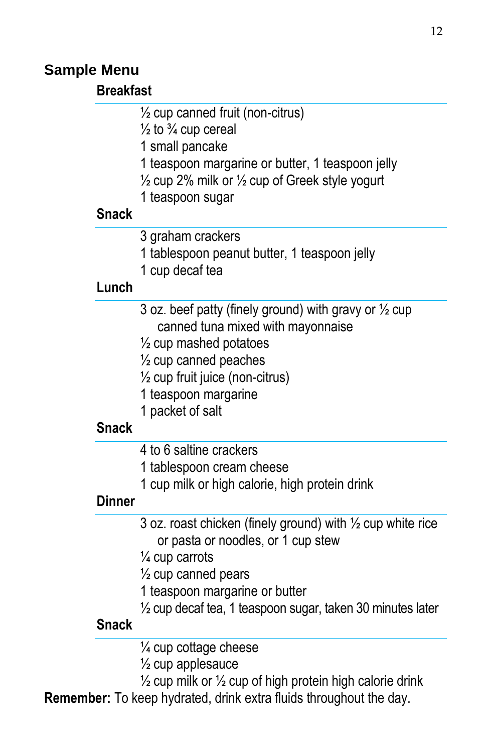## Sample Menu

### Breakfast

½ cup canned fruit (non-citrus)
½ to ¾ cup cereal
1 small pancake
1 teaspoon margarine or butter, 1 teaspoon jelly
½ cup 2% milk or ½ cup of Greek style yogurt
1 teaspoon sugar

### Snack

3 graham crackers
1 tablespoon peanut butter, 1 teaspoon jelly
1 cup decaf tea

### Lunch

3 oz. beef patty (finely ground) with gravy or ½ cup canned tuna mixed with mayonnaise
½ cup mashed potatoes
½ cup canned peaches
½ cup fruit juice (non-citrus)
1 teaspoon margarine
1 packet of salt

### Snack

4 to 6 saltine crackers
1 tablespoon cream cheese
1 cup milk or high calorie, high protein drink

### Dinner

3 oz. roast chicken (finely ground) with ½ cup white rice or pasta or noodles, or 1 cup stew
¼ cup carrots
½ cup canned pears
1 teaspoon margarine or butter
½ cup decaf tea, 1 teaspoon sugar, taken 30 minutes later

### Snack

¼ cup cottage cheese
½ cup applesauce
½ cup milk or ½ cup of high protein high calorie drink

**Remember:** To keep hydrated, drink extra fluids throughout the day.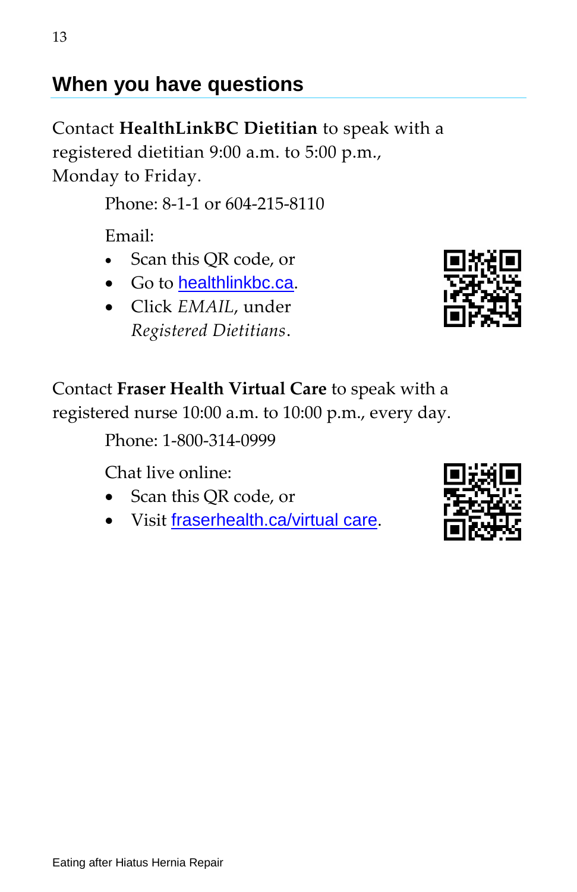## When you have questions

Contact **HealthLinkBC Dietitian** to speak with a registered dietitian 9:00 a.m. to 5:00 p.m., Monday to Friday.

Phone: 8-1-1 or 604-215-8110

Email:

- Scan this QR code, or
- Go to healthlinkbc.ca.
- Click *EMAIL*, under *Registered Dietitians*.

Contact **Fraser Health Virtual Care** to speak with a registered nurse 10:00 a.m. to 10:00 p.m., every day.

Phone: 1-800-314-0999

Chat live online:

- Scan this QR code, or
- Visit fraserhealth.ca/virtual care.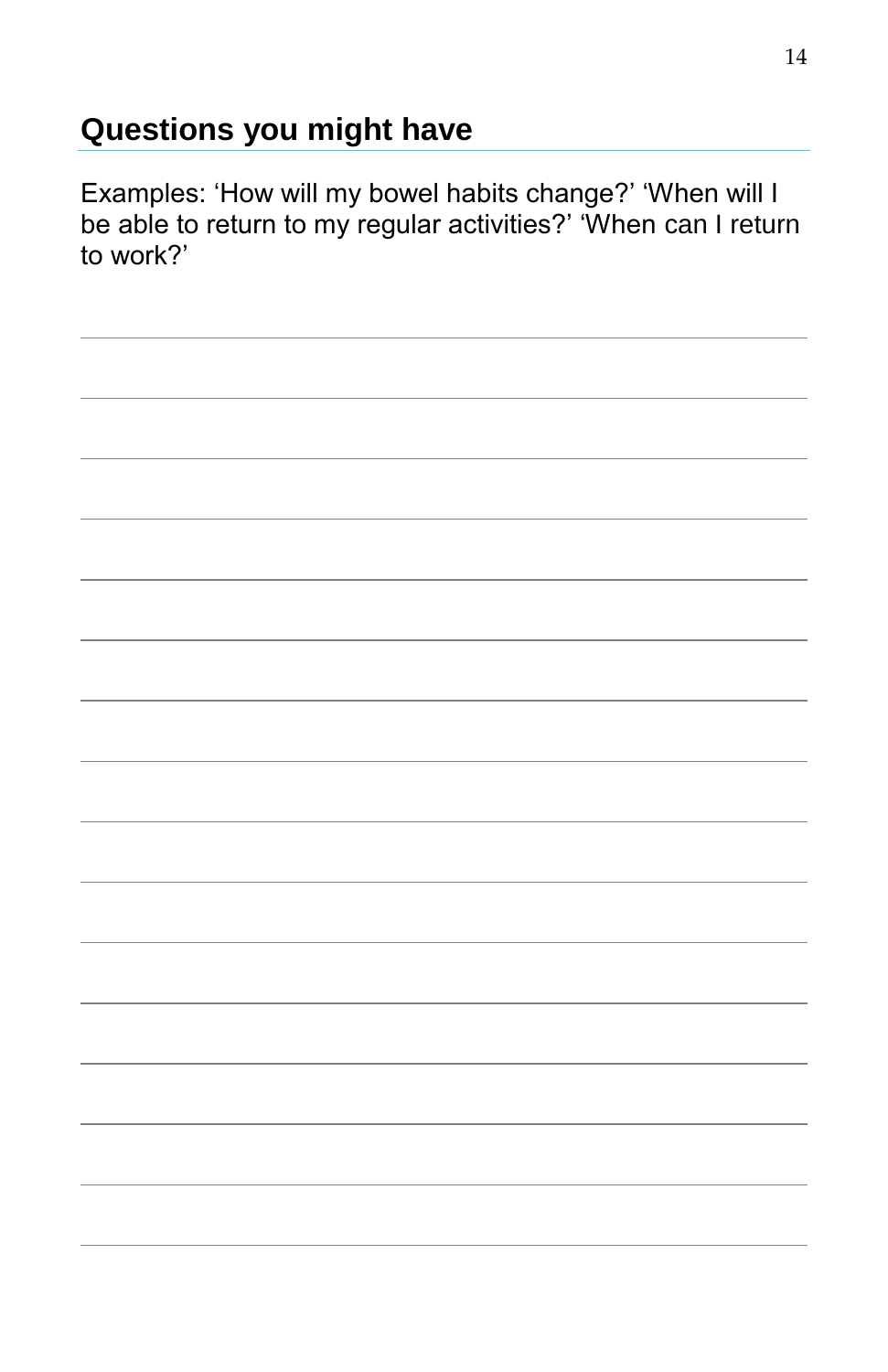## Questions you might have

Examples: ‘How will my bowel habits change?’ ‘When will I be able to return to my regular activities?’ ‘When can I return to work?’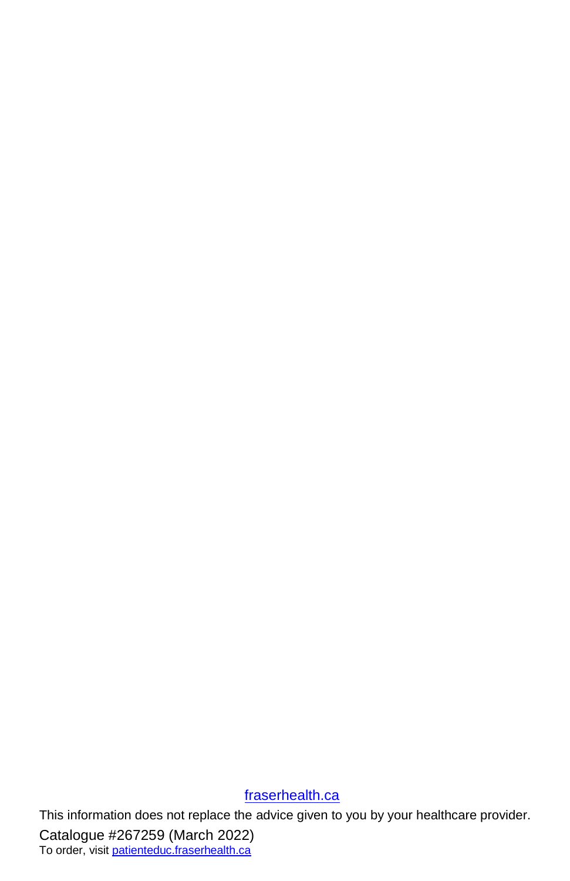[fraserhealth.ca](fraserhealth.ca)

This information does not replace the advice given to you by your healthcare provider.

Catalogue #267259 (March 2022)

To order, visit [patienteduc.fraserhealth.ca](patienteduc.fraserhealth.ca)